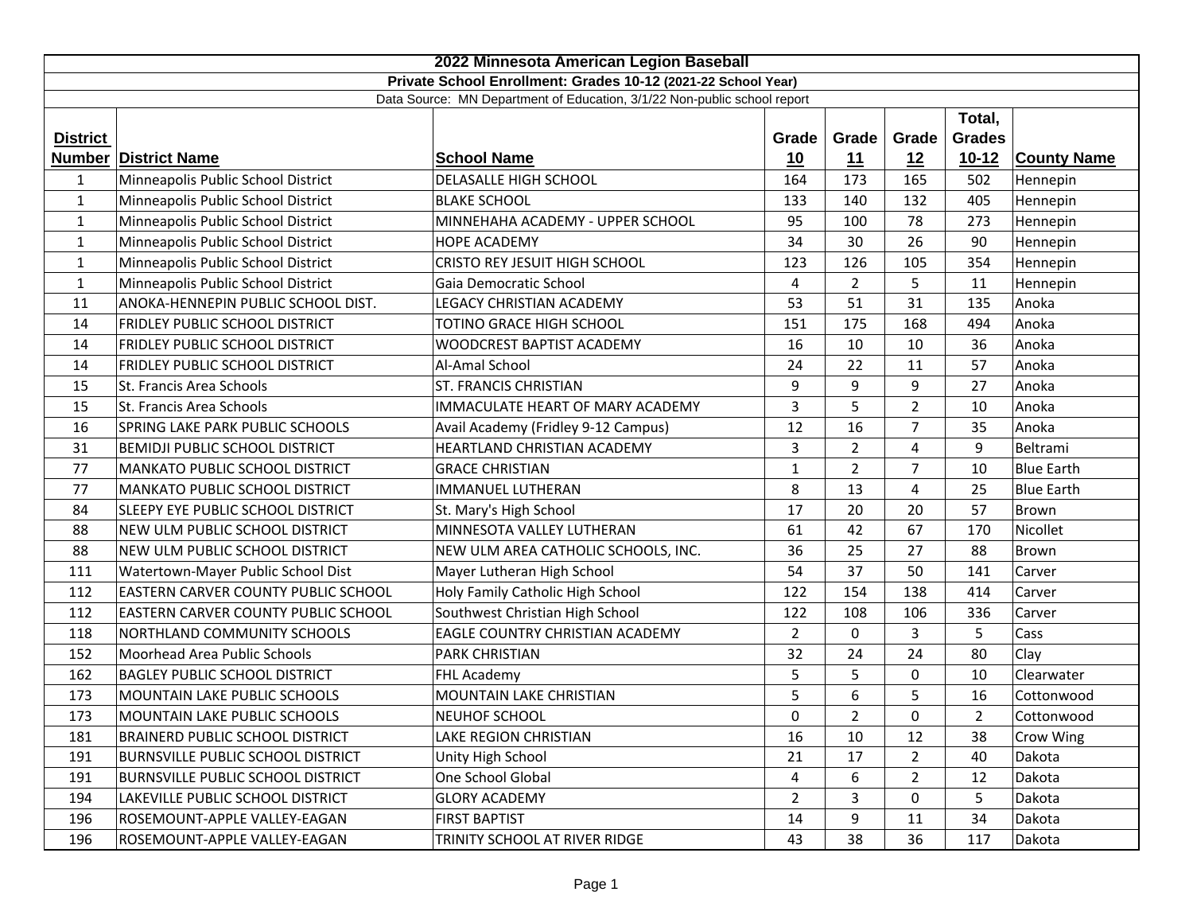# 2022 Minnesota American Legion Baseball

## Private School Enrollment: Grades 10-12 (2021-22 School Year)

Data Source: MN Department of Education, 3/1/22 Non-public school report

| District Number | District Name | School Name | Grade 10 | Grade 11 | Grade 12 | Total, Grades 10-12 | County Name |
|---|---|---|---|---|---|---|---|
| 1 | Minneapolis Public School District | DELASALLE HIGH SCHOOL | 164 | 173 | 165 | 502 | Hennepin |
| 1 | Minneapolis Public School District | BLAKE SCHOOL | 133 | 140 | 132 | 405 | Hennepin |
| 1 | Minneapolis Public School District | MINNEHAHA ACADEMY - UPPER SCHOOL | 95 | 100 | 78 | 273 | Hennepin |
| 1 | Minneapolis Public School District | HOPE ACADEMY | 34 | 30 | 26 | 90 | Hennepin |
| 1 | Minneapolis Public School District | CRISTO REY JESUIT HIGH SCHOOL | 123 | 126 | 105 | 354 | Hennepin |
| 1 | Minneapolis Public School District | Gaia Democratic School | 4 | 2 | 5 | 11 | Hennepin |
| 11 | ANOKA-HENNEPIN PUBLIC SCHOOL DIST. | LEGACY CHRISTIAN ACADEMY | 53 | 51 | 31 | 135 | Anoka |
| 14 | FRIDLEY PUBLIC SCHOOL DISTRICT | TOTINO GRACE HIGH SCHOOL | 151 | 175 | 168 | 494 | Anoka |
| 14 | FRIDLEY PUBLIC SCHOOL DISTRICT | WOODCREST BAPTIST ACADEMY | 16 | 10 | 10 | 36 | Anoka |
| 14 | FRIDLEY PUBLIC SCHOOL DISTRICT | Al-Amal School | 24 | 22 | 11 | 57 | Anoka |
| 15 | St. Francis Area Schools | ST. FRANCIS CHRISTIAN | 9 | 9 | 9 | 27 | Anoka |
| 15 | St. Francis Area Schools | IMMACULATE HEART OF MARY ACADEMY | 3 | 5 | 2 | 10 | Anoka |
| 16 | SPRING LAKE PARK PUBLIC SCHOOLS | Avail Academy (Fridley 9-12 Campus) | 12 | 16 | 7 | 35 | Anoka |
| 31 | BEMIDJI PUBLIC SCHOOL DISTRICT | HEARTLAND CHRISTIAN ACADEMY | 3 | 2 | 4 | 9 | Beltrami |
| 77 | MANKATO PUBLIC SCHOOL DISTRICT | GRACE CHRISTIAN | 1 | 2 | 7 | 10 | Blue Earth |
| 77 | MANKATO PUBLIC SCHOOL DISTRICT | IMMANUEL LUTHERAN | 8 | 13 | 4 | 25 | Blue Earth |
| 84 | SLEEPY EYE PUBLIC SCHOOL DISTRICT | St. Mary's High School | 17 | 20 | 20 | 57 | Brown |
| 88 | NEW ULM PUBLIC SCHOOL DISTRICT | MINNESOTA VALLEY LUTHERAN | 61 | 42 | 67 | 170 | Nicollet |
| 88 | NEW ULM PUBLIC SCHOOL DISTRICT | NEW ULM AREA CATHOLIC SCHOOLS, INC. | 36 | 25 | 27 | 88 | Brown |
| 111 | Watertown-Mayer Public School Dist | Mayer Lutheran High School | 54 | 37 | 50 | 141 | Carver |
| 112 | EASTERN CARVER COUNTY PUBLIC SCHOOL | Holy Family Catholic High School | 122 | 154 | 138 | 414 | Carver |
| 112 | EASTERN CARVER COUNTY PUBLIC SCHOOL | Southwest Christian High School | 122 | 108 | 106 | 336 | Carver |
| 118 | NORTHLAND COMMUNITY SCHOOLS | EAGLE COUNTRY CHRISTIAN ACADEMY | 2 | 0 | 3 | 5 | Cass |
| 152 | Moorhead Area Public Schools | PARK CHRISTIAN | 32 | 24 | 24 | 80 | Clay |
| 162 | BAGLEY PUBLIC SCHOOL DISTRICT | FHL Academy | 5 | 5 | 0 | 10 | Clearwater |
| 173 | MOUNTAIN LAKE PUBLIC SCHOOLS | MOUNTAIN LAKE CHRISTIAN | 5 | 6 | 5 | 16 | Cottonwood |
| 173 | MOUNTAIN LAKE PUBLIC SCHOOLS | NEUHOF SCHOOL | 0 | 2 | 0 | 2 | Cottonwood |
| 181 | BRAINERD PUBLIC SCHOOL DISTRICT | LAKE REGION CHRISTIAN | 16 | 10 | 12 | 38 | Crow Wing |
| 191 | BURNSVILLE PUBLIC SCHOOL DISTRICT | Unity High School | 21 | 17 | 2 | 40 | Dakota |
| 191 | BURNSVILLE PUBLIC SCHOOL DISTRICT | One School Global | 4 | 6 | 2 | 12 | Dakota |
| 194 | LAKEVILLE PUBLIC SCHOOL DISTRICT | GLORY ACADEMY | 2 | 3 | 0 | 5 | Dakota |
| 196 | ROSEMOUNT-APPLE VALLEY-EAGAN | FIRST BAPTIST | 14 | 9 | 11 | 34 | Dakota |
| 196 | ROSEMOUNT-APPLE VALLEY-EAGAN | TRINITY SCHOOL AT RIVER RIDGE | 43 | 38 | 36 | 117 | Dakota |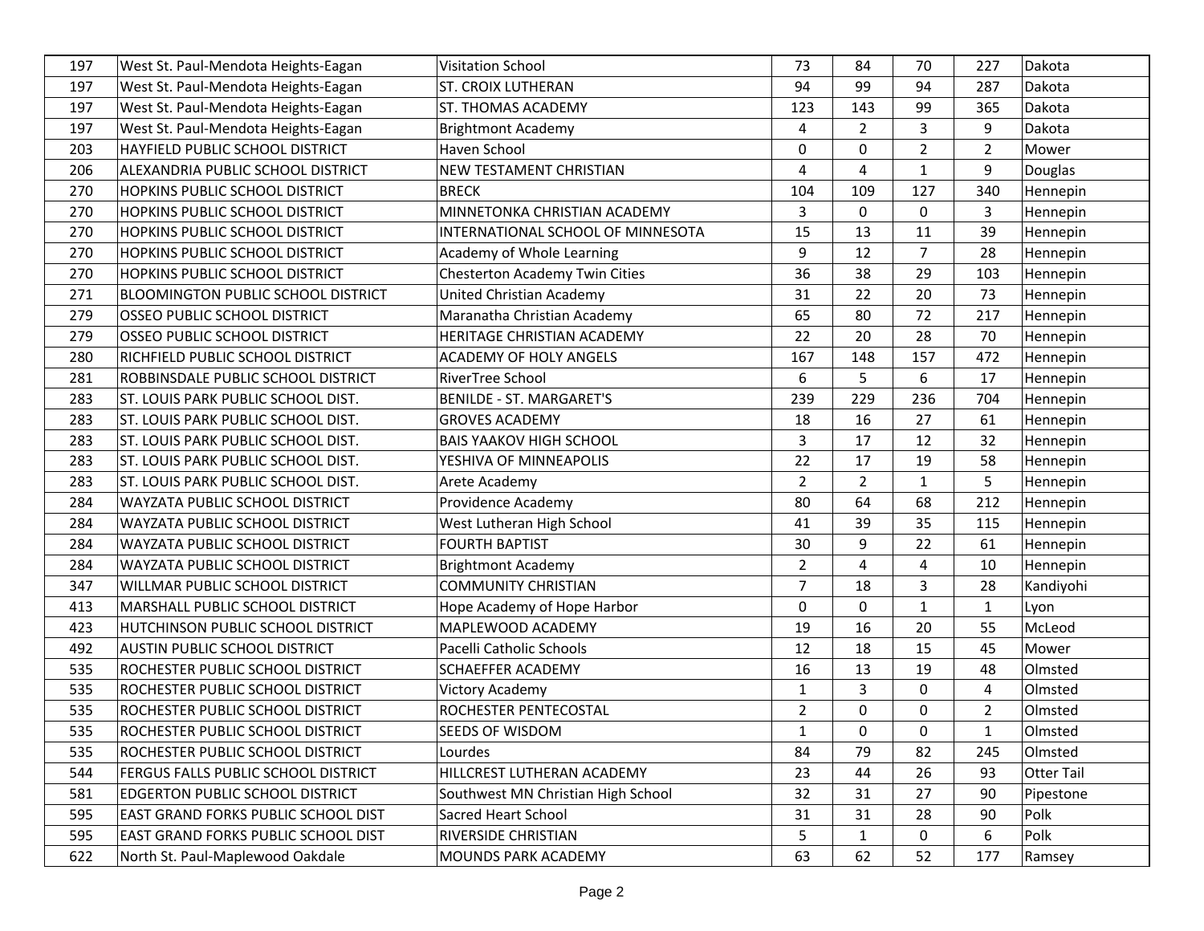| | | | | | | | |
|---|---|---|---|---|---|---|---|
| 197 | West St. Paul-Mendota Heights-Eagan | Visitation School | 73 | 84 | 70 | 227 | Dakota |
| 197 | West St. Paul-Mendota Heights-Eagan | ST. CROIX LUTHERAN | 94 | 99 | 94 | 287 | Dakota |
| 197 | West St. Paul-Mendota Heights-Eagan | ST. THOMAS ACADEMY | 123 | 143 | 99 | 365 | Dakota |
| 197 | West St. Paul-Mendota Heights-Eagan | Brightmont Academy | 4 | 2 | 3 | 9 | Dakota |
| 203 | HAYFIELD PUBLIC SCHOOL DISTRICT | Haven School | 0 | 0 | 2 | 2 | Mower |
| 206 | ALEXANDRIA PUBLIC SCHOOL DISTRICT | NEW TESTAMENT CHRISTIAN | 4 | 4 | 1 | 9 | Douglas |
| 270 | HOPKINS PUBLIC SCHOOL DISTRICT | BRECK | 104 | 109 | 127 | 340 | Hennepin |
| 270 | HOPKINS PUBLIC SCHOOL DISTRICT | MINNETONKA CHRISTIAN ACADEMY | 3 | 0 | 0 | 3 | Hennepin |
| 270 | HOPKINS PUBLIC SCHOOL DISTRICT | INTERNATIONAL SCHOOL OF MINNESOTA | 15 | 13 | 11 | 39 | Hennepin |
| 270 | HOPKINS PUBLIC SCHOOL DISTRICT | Academy of Whole Learning | 9 | 12 | 7 | 28 | Hennepin |
| 270 | HOPKINS PUBLIC SCHOOL DISTRICT | Chesterton Academy Twin Cities | 36 | 38 | 29 | 103 | Hennepin |
| 271 | BLOOMINGTON PUBLIC SCHOOL DISTRICT | United Christian Academy | 31 | 22 | 20 | 73 | Hennepin |
| 279 | OSSEO PUBLIC SCHOOL DISTRICT | Maranatha Christian Academy | 65 | 80 | 72 | 217 | Hennepin |
| 279 | OSSEO PUBLIC SCHOOL DISTRICT | HERITAGE CHRISTIAN ACADEMY | 22 | 20 | 28 | 70 | Hennepin |
| 280 | RICHFIELD PUBLIC SCHOOL DISTRICT | ACADEMY OF HOLY ANGELS | 167 | 148 | 157 | 472 | Hennepin |
| 281 | ROBBINSDALE PUBLIC SCHOOL DISTRICT | RiverTree School | 6 | 5 | 6 | 17 | Hennepin |
| 283 | ST. LOUIS PARK PUBLIC SCHOOL DIST. | BENILDE - ST. MARGARET'S | 239 | 229 | 236 | 704 | Hennepin |
| 283 | ST. LOUIS PARK PUBLIC SCHOOL DIST. | GROVES ACADEMY | 18 | 16 | 27 | 61 | Hennepin |
| 283 | ST. LOUIS PARK PUBLIC SCHOOL DIST. | BAIS YAAKOV HIGH SCHOOL | 3 | 17 | 12 | 32 | Hennepin |
| 283 | ST. LOUIS PARK PUBLIC SCHOOL DIST. | YESHIVA OF MINNEAPOLIS | 22 | 17 | 19 | 58 | Hennepin |
| 283 | ST. LOUIS PARK PUBLIC SCHOOL DIST. | Arete Academy | 2 | 2 | 1 | 5 | Hennepin |
| 284 | WAYZATA PUBLIC SCHOOL DISTRICT | Providence Academy | 80 | 64 | 68 | 212 | Hennepin |
| 284 | WAYZATA PUBLIC SCHOOL DISTRICT | West Lutheran High School | 41 | 39 | 35 | 115 | Hennepin |
| 284 | WAYZATA PUBLIC SCHOOL DISTRICT | FOURTH BAPTIST | 30 | 9 | 22 | 61 | Hennepin |
| 284 | WAYZATA PUBLIC SCHOOL DISTRICT | Brightmont Academy | 2 | 4 | 4 | 10 | Hennepin |
| 347 | WILLMAR PUBLIC SCHOOL DISTRICT | COMMUNITY CHRISTIAN | 7 | 18 | 3 | 28 | Kandiyohi |
| 413 | MARSHALL PUBLIC SCHOOL DISTRICT | Hope Academy of Hope Harbor | 0 | 0 | 1 | 1 | Lyon |
| 423 | HUTCHINSON PUBLIC SCHOOL DISTRICT | MAPLEWOOD ACADEMY | 19 | 16 | 20 | 55 | McLeod |
| 492 | AUSTIN PUBLIC SCHOOL DISTRICT | Pacelli Catholic Schools | 12 | 18 | 15 | 45 | Mower |
| 535 | ROCHESTER PUBLIC SCHOOL DISTRICT | SCHAEFFER ACADEMY | 16 | 13 | 19 | 48 | Olmsted |
| 535 | ROCHESTER PUBLIC SCHOOL DISTRICT | Victory Academy | 1 | 3 | 0 | 4 | Olmsted |
| 535 | ROCHESTER PUBLIC SCHOOL DISTRICT | ROCHESTER PENTECOSTAL | 2 | 0 | 0 | 2 | Olmsted |
| 535 | ROCHESTER PUBLIC SCHOOL DISTRICT | SEEDS OF WISDOM | 1 | 0 | 0 | 1 | Olmsted |
| 535 | ROCHESTER PUBLIC SCHOOL DISTRICT | Lourdes | 84 | 79 | 82 | 245 | Olmsted |
| 544 | FERGUS FALLS PUBLIC SCHOOL DISTRICT | HILLCREST LUTHERAN ACADEMY | 23 | 44 | 26 | 93 | Otter Tail |
| 581 | EDGERTON PUBLIC SCHOOL DISTRICT | Southwest MN Christian High School | 32 | 31 | 27 | 90 | Pipestone |
| 595 | EAST GRAND FORKS PUBLIC SCHOOL DIST | Sacred Heart School | 31 | 31 | 28 | 90 | Polk |
| 595 | EAST GRAND FORKS PUBLIC SCHOOL DIST | RIVERSIDE CHRISTIAN | 5 | 1 | 0 | 6 | Polk |
| 622 | North St. Paul-Maplewood Oakdale | MOUNDS PARK ACADEMY | 63 | 62 | 52 | 177 | Ramsey |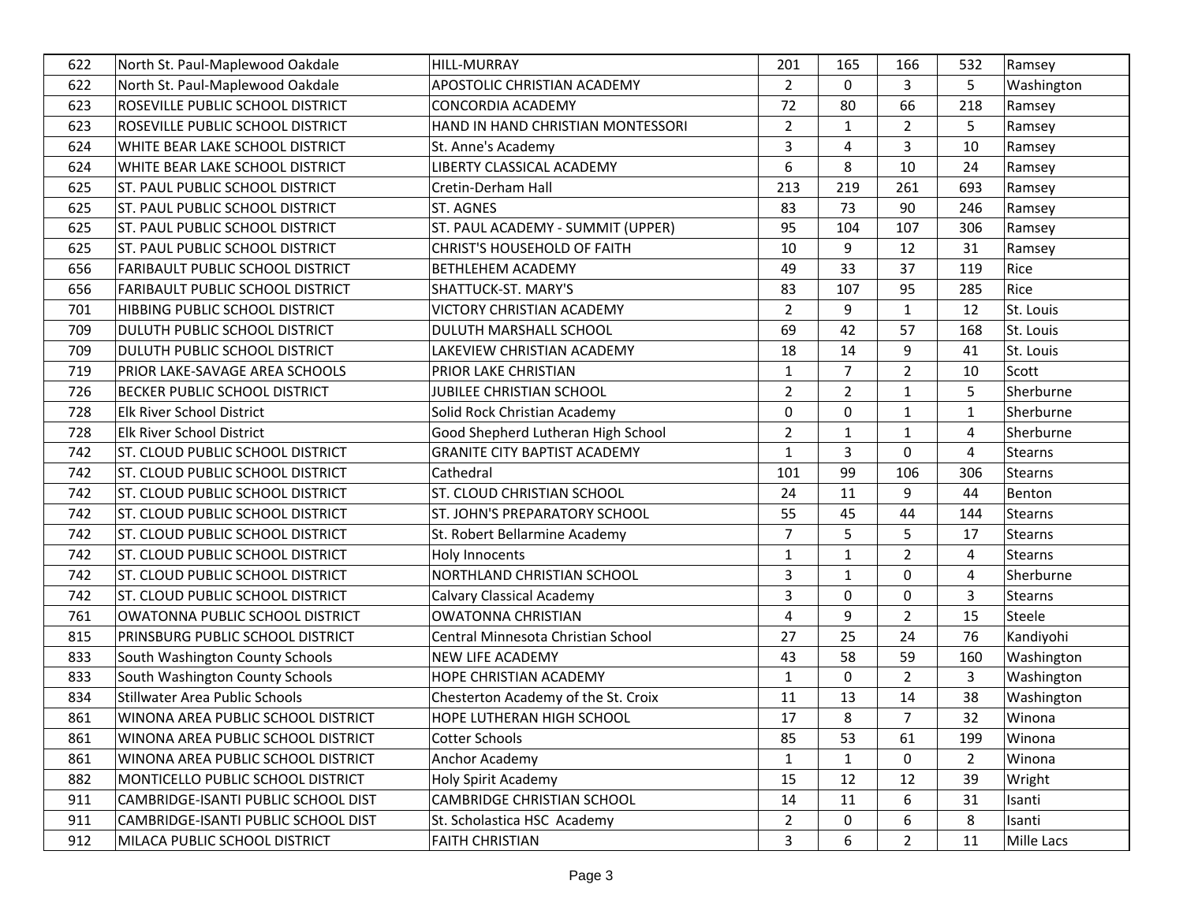| | | | | | | | |
|---|---|---|---|---|---|---|---|
| 622 | North St. Paul-Maplewood Oakdale | HILL-MURRAY | 201 | 165 | 166 | 532 | Ramsey |
| 622 | North St. Paul-Maplewood Oakdale | APOSTOLIC CHRISTIAN ACADEMY | 2 | 0 | 3 | 5 | Washington |
| 623 | ROSEVILLE PUBLIC SCHOOL DISTRICT | CONCORDIA ACADEMY | 72 | 80 | 66 | 218 | Ramsey |
| 623 | ROSEVILLE PUBLIC SCHOOL DISTRICT | HAND IN HAND CHRISTIAN MONTESSORI | 2 | 1 | 2 | 5 | Ramsey |
| 624 | WHITE BEAR LAKE SCHOOL DISTRICT | St. Anne's Academy | 3 | 4 | 3 | 10 | Ramsey |
| 624 | WHITE BEAR LAKE SCHOOL DISTRICT | LIBERTY CLASSICAL ACADEMY | 6 | 8 | 10 | 24 | Ramsey |
| 625 | ST. PAUL PUBLIC SCHOOL DISTRICT | Cretin-Derham Hall | 213 | 219 | 261 | 693 | Ramsey |
| 625 | ST. PAUL PUBLIC SCHOOL DISTRICT | ST. AGNES | 83 | 73 | 90 | 246 | Ramsey |
| 625 | ST. PAUL PUBLIC SCHOOL DISTRICT | ST. PAUL ACADEMY - SUMMIT (UPPER) | 95 | 104 | 107 | 306 | Ramsey |
| 625 | ST. PAUL PUBLIC SCHOOL DISTRICT | CHRIST'S HOUSEHOLD OF FAITH | 10 | 9 | 12 | 31 | Ramsey |
| 656 | FARIBAULT PUBLIC SCHOOL DISTRICT | BETHLEHEM ACADEMY | 49 | 33 | 37 | 119 | Rice |
| 656 | FARIBAULT PUBLIC SCHOOL DISTRICT | SHATTUCK-ST. MARY'S | 83 | 107 | 95 | 285 | Rice |
| 701 | HIBBING PUBLIC SCHOOL DISTRICT | VICTORY CHRISTIAN ACADEMY | 2 | 9 | 1 | 12 | St. Louis |
| 709 | DULUTH PUBLIC SCHOOL DISTRICT | DULUTH MARSHALL SCHOOL | 69 | 42 | 57 | 168 | St. Louis |
| 709 | DULUTH PUBLIC SCHOOL DISTRICT | LAKEVIEW CHRISTIAN ACADEMY | 18 | 14 | 9 | 41 | St. Louis |
| 719 | PRIOR LAKE-SAVAGE AREA SCHOOLS | PRIOR LAKE CHRISTIAN | 1 | 7 | 2 | 10 | Scott |
| 726 | BECKER PUBLIC SCHOOL DISTRICT | JUBILEE CHRISTIAN SCHOOL | 2 | 2 | 1 | 5 | Sherburne |
| 728 | Elk River School District | Solid Rock Christian Academy | 0 | 0 | 1 | 1 | Sherburne |
| 728 | Elk River School District | Good Shepherd Lutheran High School | 2 | 1 | 1 | 4 | Sherburne |
| 742 | ST. CLOUD PUBLIC SCHOOL DISTRICT | GRANITE CITY BAPTIST ACADEMY | 1 | 3 | 0 | 4 | Stearns |
| 742 | ST. CLOUD PUBLIC SCHOOL DISTRICT | Cathedral | 101 | 99 | 106 | 306 | Stearns |
| 742 | ST. CLOUD PUBLIC SCHOOL DISTRICT | ST. CLOUD CHRISTIAN SCHOOL | 24 | 11 | 9 | 44 | Benton |
| 742 | ST. CLOUD PUBLIC SCHOOL DISTRICT | ST. JOHN'S PREPARATORY SCHOOL | 55 | 45 | 44 | 144 | Stearns |
| 742 | ST. CLOUD PUBLIC SCHOOL DISTRICT | St. Robert Bellarmine Academy | 7 | 5 | 5 | 17 | Stearns |
| 742 | ST. CLOUD PUBLIC SCHOOL DISTRICT | Holy Innocents | 1 | 1 | 2 | 4 | Stearns |
| 742 | ST. CLOUD PUBLIC SCHOOL DISTRICT | NORTHLAND CHRISTIAN SCHOOL | 3 | 1 | 0 | 4 | Sherburne |
| 742 | ST. CLOUD PUBLIC SCHOOL DISTRICT | Calvary Classical Academy | 3 | 0 | 0 | 3 | Stearns |
| 761 | OWATONNA PUBLIC SCHOOL DISTRICT | OWATONNA CHRISTIAN | 4 | 9 | 2 | 15 | Steele |
| 815 | PRINSBURG PUBLIC SCHOOL DISTRICT | Central Minnesota Christian School | 27 | 25 | 24 | 76 | Kandiyohi |
| 833 | South Washington County Schools | NEW LIFE ACADEMY | 43 | 58 | 59 | 160 | Washington |
| 833 | South Washington County Schools | HOPE CHRISTIAN ACADEMY | 1 | 0 | 2 | 3 | Washington |
| 834 | Stillwater Area Public Schools | Chesterton Academy of the St. Croix | 11 | 13 | 14 | 38 | Washington |
| 861 | WINONA AREA PUBLIC SCHOOL DISTRICT | HOPE LUTHERAN HIGH SCHOOL | 17 | 8 | 7 | 32 | Winona |
| 861 | WINONA AREA PUBLIC SCHOOL DISTRICT | Cotter Schools | 85 | 53 | 61 | 199 | Winona |
| 861 | WINONA AREA PUBLIC SCHOOL DISTRICT | Anchor Academy | 1 | 1 | 0 | 2 | Winona |
| 882 | MONTICELLO PUBLIC SCHOOL DISTRICT | Holy Spirit Academy | 15 | 12 | 12 | 39 | Wright |
| 911 | CAMBRIDGE-ISANTI PUBLIC SCHOOL DIST | CAMBRIDGE CHRISTIAN SCHOOL | 14 | 11 | 6 | 31 | Isanti |
| 911 | CAMBRIDGE-ISANTI PUBLIC SCHOOL DIST | St. Scholastica HSC Academy | 2 | 0 | 6 | 8 | Isanti |
| 912 | MILACA PUBLIC SCHOOL DISTRICT | FAITH CHRISTIAN | 3 | 6 | 2 | 11 | Mille Lacs |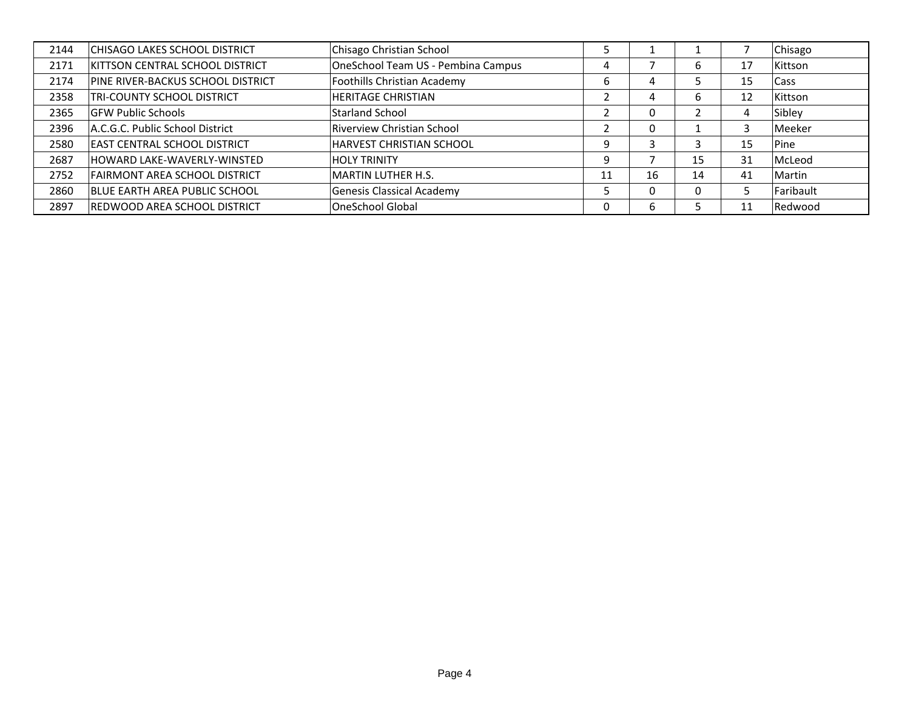| | | | | | | | |
|---|---|---|---|---|---|---|---|
| 2144 | CHISAGO LAKES SCHOOL DISTRICT | Chisago Christian School | 5 | 1 | 1 | 7 | Chisago |
| 2171 | KITTSON CENTRAL SCHOOL DISTRICT | OneSchool Team US - Pembina Campus | 4 | 7 | 6 | 17 | Kittson |
| 2174 | PINE RIVER-BACKUS SCHOOL DISTRICT | Foothills Christian Academy | 6 | 4 | 5 | 15 | Cass |
| 2358 | TRI-COUNTY SCHOOL DISTRICT | HERITAGE CHRISTIAN | 2 | 4 | 6 | 12 | Kittson |
| 2365 | GFW Public Schools | Starland School | 2 | 0 | 2 | 4 | Sibley |
| 2396 | A.C.G.C. Public School District | Riverview Christian School | 2 | 0 | 1 | 3 | Meeker |
| 2580 | EAST CENTRAL SCHOOL DISTRICT | HARVEST CHRISTIAN SCHOOL | 9 | 3 | 3 | 15 | Pine |
| 2687 | HOWARD LAKE-WAVERLY-WINSTED | HOLY TRINITY | 9 | 7 | 15 | 31 | McLeod |
| 2752 | FAIRMONT AREA SCHOOL DISTRICT | MARTIN LUTHER H.S. | 11 | 16 | 14 | 41 | Martin |
| 2860 | BLUE EARTH AREA PUBLIC SCHOOL | Genesis Classical Academy | 5 | 0 | 0 | 5 | Faribault |
| 2897 | REDWOOD AREA SCHOOL DISTRICT | OneSchool Global | 0 | 6 | 5 | 11 | Redwood |